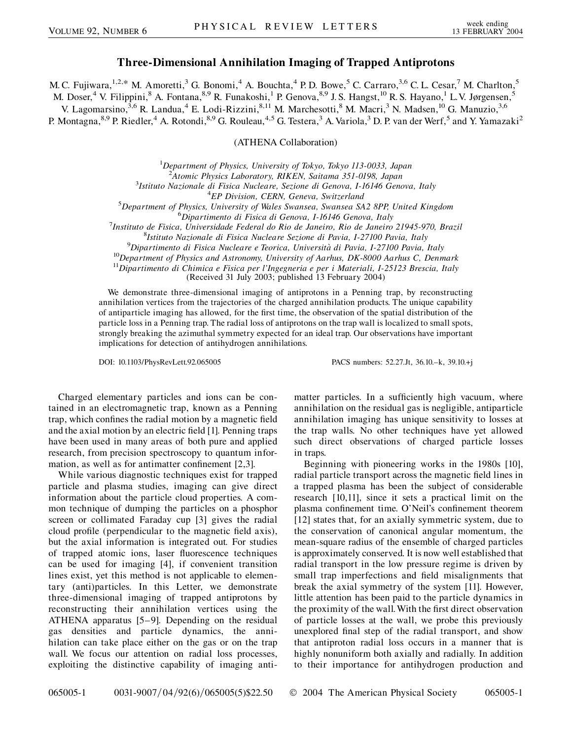# Three-Dimensional Annihilation Imaging of Trapped Antiprotons

M. C. Fujiwara,[1,2,*] M. Amoretti,[3] G. Bonomi,[4] A. Bouchta,[4] P. D. Bowe,[5] C. Carraro,[3,6] C. L. Cesar,[7] M. Charlton,[5] M. Doser,[4] V. Filippini,[8] A. Fontana,[8,9] R. Funakoshi,[1] P. Genova,[8,9] J. S. Hangst,[10] R. S. Hayano,[1] L. V. Jørgensen,[5] V. Lagomarsino,[3,6] R. Landua,[4] E. Lodi-Rizzini,[8,11] M. Marchesotti,[8] M. Macri,[3] N. Madsen,[10] G. Manuzio,[3,6] P. Montagna,[8,9] P. Riedler,[4] A. Rotondi,[8,9] G. Rouleau,[4,5] G. Testera,[3] A. Variola,[3] D. P. van der Werf,[5] and Y. Yamazaki[2]

(ATHENA Collaboration)

[1] *Department of Physics, University of Tokyo, Tokyo 113-0033, Japan*
[2] *Atomic Physics Laboratory, RIKEN, Saitama 351-0198, Japan*
[3] *Istituto Nazionale di Fisica Nucleare, Sezione di Genova, I-16146 Genova, Italy*
[4] *EP Division, CERN, Geneva, Switzerland*
[5] *Department of Physics, University of Wales Swansea, Swansea SA2 8PP, United Kingdom*
[6] *Dipartimento di Fisica di Genova, I-16146 Genova, Italy*
[7] *Instituto de Fisica, Universidade Federal do Rio de Janeiro, Rio de Janeiro 21945-970, Brazil*
[8] *Istituto Nazionale di Fisica Nucleare Sezione di Pavia, I-27100 Pavia, Italy*
[9] *Dipartimento di Fisica Nucleare e Teorica, Università di Pavia, I-27100 Pavia, Italy*
[10] *Department of Physics and Astronomy, University of Aarhus, DK-8000 Aarhus C, Denmark*
[11] *Dipartimento di Chimica e Fisica per l'Ingegneria e per i Materiali, I-25123 Brescia, Italy*

(Received 31 July 2003; published 13 February 2004)

We demonstrate three-dimensional imaging of antiprotons in a Penning trap, by reconstructing annihilation vertices from the trajectories of the charged annihilation products. The unique capability of antiparticle imaging has allowed, for the first time, the observation of the spatial distribution of the particle loss in a Penning trap. The radial loss of antiprotons on the trap wall is localized to small spots, strongly breaking the azimuthal symmetry expected for an ideal trap. Our observations have important implications for detection of antihydrogen annihilations.

DOI: 10.1103/PhysRevLett.92.065005 PACS numbers: 52.27.Jt, 36.10.–k, 39.10.+j

Charged elementary particles and ions can be contained in an electromagnetic trap, known as a Penning trap, which confines the radial motion by a magnetic field and the axial motion by an electric field [1]. Penning traps have been used in many areas of both pure and applied research, from precision spectroscopy to quantum information, as well as for antimatter confinement [2,3].

While various diagnostic techniques exist for trapped particle and plasma studies, imaging can give direct information about the particle cloud properties. A common technique of dumping the particles on a phosphor screen or collimated Faraday cup [3] gives the radial cloud profile (perpendicular to the magnetic field axis), but the axial information is integrated out. For studies of trapped atomic ions, laser fluorescence techniques can be used for imaging [4], if convenient transition lines exist, yet this method is not applicable to elementary (anti)particles. In this Letter, we demonstrate three-dimensional imaging of trapped antiprotons by reconstructing their annihilation vertices using the ATHENA apparatus [5–9]. Depending on the residual gas densities and particle dynamics, the annihilation can take place either on the gas or on the trap wall. We focus our attention on radial loss processes, exploiting the distinctive capability of imaging antimatter particles. In a sufficiently high vacuum, where annihilation on the residual gas is negligible, antiparticle annihilation imaging has unique sensitivity to losses at the trap walls. No other techniques have yet allowed such direct observations of charged particle losses in traps.

Beginning with pioneering works in the 1980s [10], radial particle transport across the magnetic field lines in a trapped plasma has been the subject of considerable research [10,11], since it sets a practical limit on the plasma confinement time. O'Neil's confinement theorem [12] states that, for an axially symmetric system, due to the conservation of canonical angular momentum, the mean-square radius of the ensemble of charged particles is approximately conserved. It is now well established that radial transport in the low pressure regime is driven by small trap imperfections and field misalignments that break the axial symmetry of the system [11]. However, little attention has been paid to the particle dynamics in the proximity of the wall. With the first direct observation of particle losses at the wall, we probe this previously unexplored final step of the radial transport, and show that antiproton radial loss occurs in a manner that is highly nonuniform both axially and radially. In addition to their importance for antihydrogen production and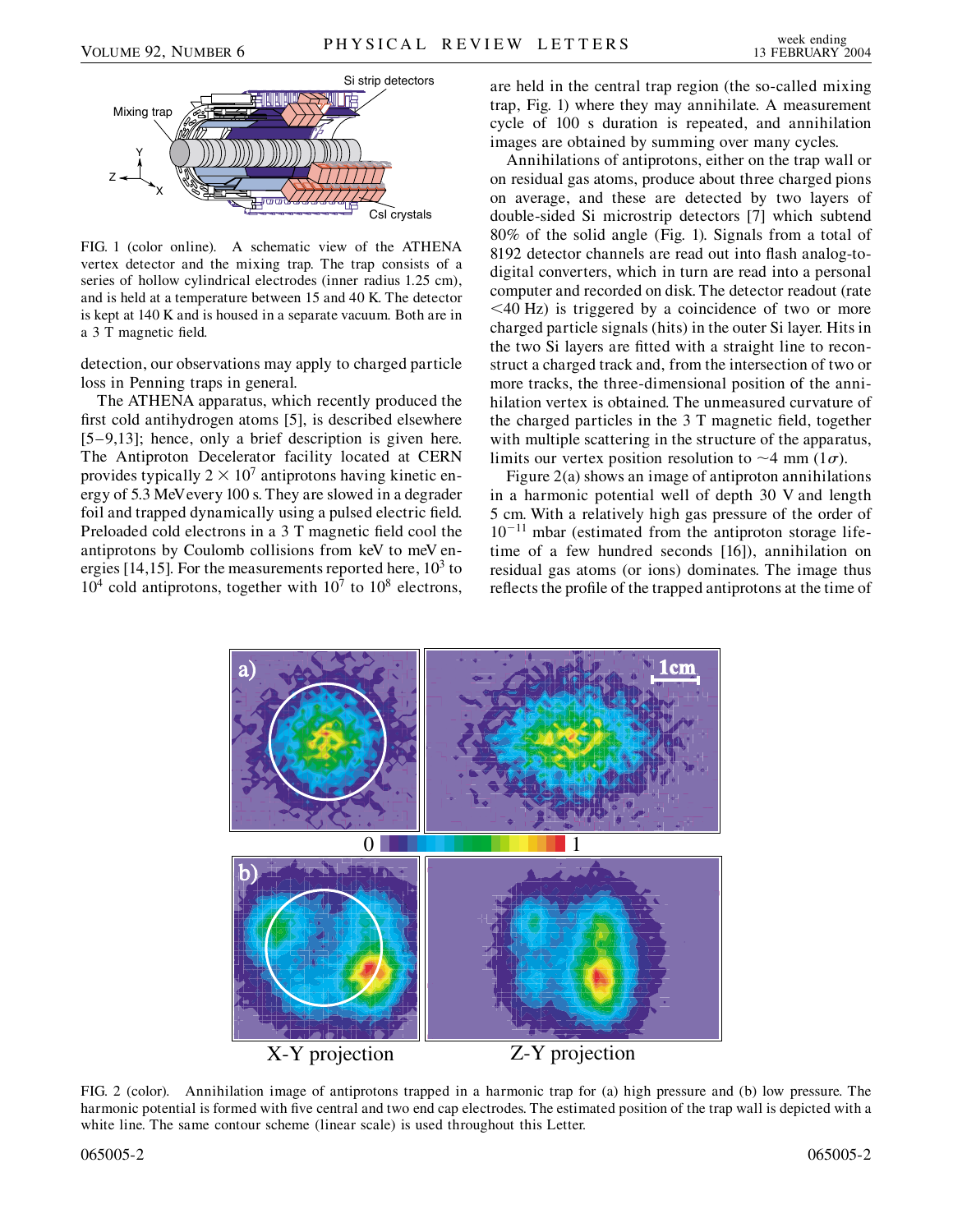FIG. 1 (color online). A schematic view of the ATHENA vertex detector and the mixing trap. The trap consists of a series of hollow cylindrical electrodes (inner radius 1.25 cm), and is held at a temperature between 15 and 40 K. The detector is kept at 140 K and is housed in a separate vacuum. Both are in a 3 T magnetic field.

detection, our observations may apply to charged particle loss in Penning traps in general.

The ATHENA apparatus, which recently produced the first cold antihydrogen atoms [5], is described elsewhere [5–9,13]; hence, only a brief description is given here. The Antiproton Decelerator facility located at CERN provides typically $2 \times 10^7$ antiprotons having kinetic energy of 5.3 MeV every 100 s. They are slowed in a degrader foil and trapped dynamically using a pulsed electric field. Preloaded cold electrons in a 3 T magnetic field cool the antiprotons by Coulomb collisions from keV to meV energies [14,15]. For the measurements reported here, $10^3$ to $10^4$ cold antiprotons, together with $10^7$ to $10^8$ electrons, are held in the central trap region (the so-called mixing trap, Fig. 1) where they may annihilate. A measurement cycle of 100 s duration is repeated, and annihilation images are obtained by summing over many cycles.

Annihilations of antiprotons, either on the trap wall or on residual gas atoms, produce about three charged pions on average, and these are detected by two layers of double-sided Si microstrip detectors [7] which subtend 80% of the solid angle (Fig. 1). Signals from a total of 8192 detector channels are read out into flash analog-to-digital converters, which in turn are read into a personal computer and recorded on disk. The detector readout (rate <40 Hz) is triggered by a coincidence of two or more charged particle signals (hits) in the outer Si layer. Hits in the two Si layers are fitted with a straight line to reconstruct a charged track and, from the intersection of two or more tracks, the three-dimensional position of the annihilation vertex is obtained. The unmeasured curvature of the charged particles in the 3 T magnetic field, together with multiple scattering in the structure of the apparatus, limits our vertex position resolution to ~4 mm ($1\sigma$).

Figure 2(a) shows an image of antiproton annihilations in a harmonic potential well of depth 30 V and length 5 cm. With a relatively high gas pressure of the order of $10^{-11}$ mbar (estimated from the antiproton storage lifetime of a few hundred seconds [16]), annihilation on residual gas atoms (or ions) dominates. The image thus reflects the profile of the trapped antiprotons at the time of

FIG. 2 (color). Annihilation image of antiprotons trapped in a harmonic trap for (a) high pressure and (b) low pressure. The harmonic potential is formed with five central and two end cap electrodes. The estimated position of the trap wall is depicted with a white line. The same contour scheme (linear scale) is used throughout this Letter.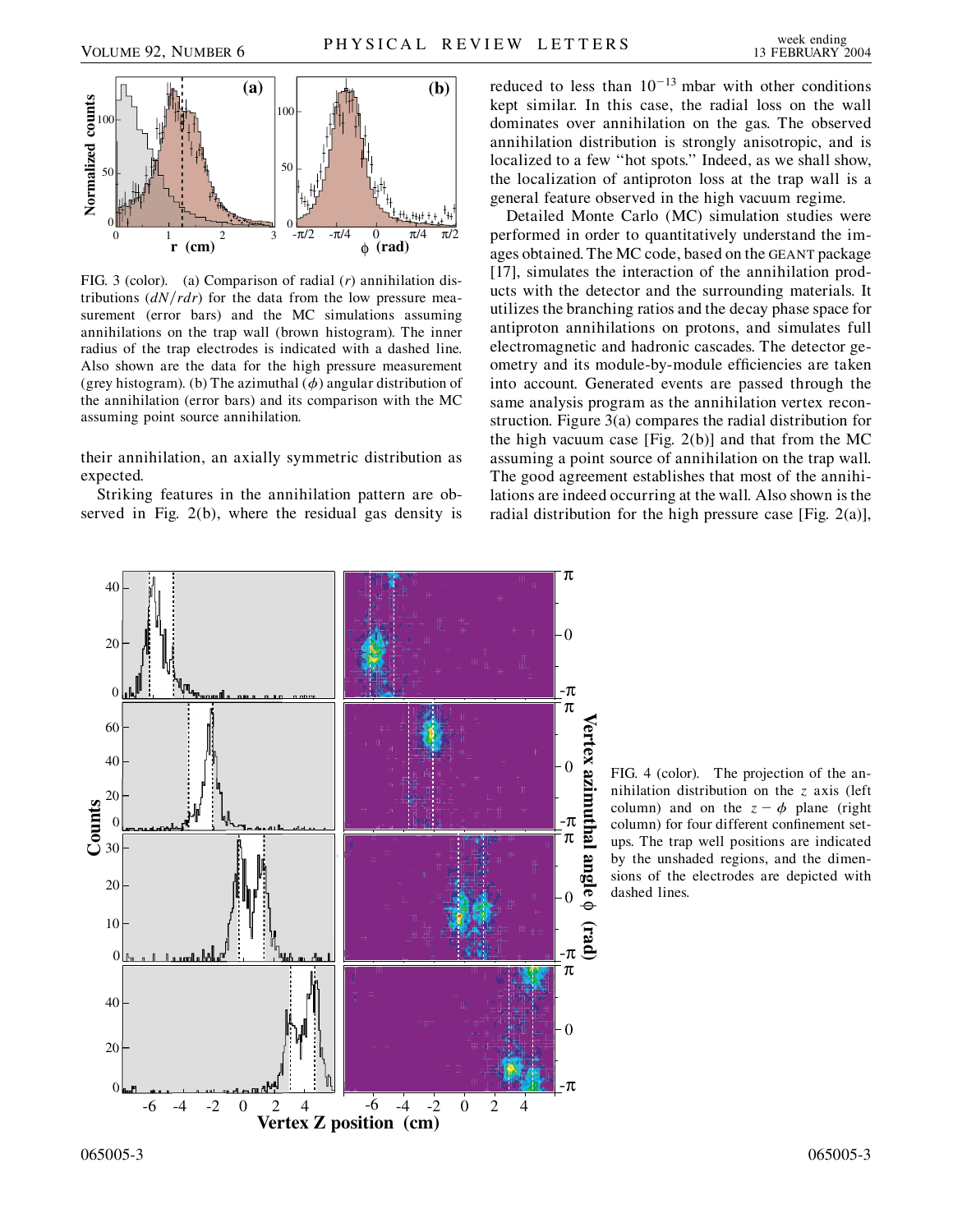FIG. 3 (color). (a) Comparison of radial ($r$) annihilation distributions ($dN/rdr$) for the data from the low pressure measurement (error bars) and the MC simulations assuming annihilations on the trap wall (brown histogram). The inner radius of the trap electrodes is indicated with a dashed line. Also shown are the data for the high pressure measurement (grey histogram). (b) The azimuthal ($\phi$) angular distribution of the annihilation (error bars) and its comparison with the MC assuming point source annihilation.

their annihilation, an axially symmetric distribution as expected.

Striking features in the annihilation pattern are observed in Fig. 2(b), where the residual gas density is reduced to less than $10^{-13}$ mbar with other conditions kept similar. In this case, the radial loss on the wall dominates over annihilation on the gas. The observed annihilation distribution is strongly anisotropic, and is localized to a few "hot spots." Indeed, as we shall show, the localization of antiproton loss at the trap wall is a general feature observed in the high vacuum regime.

Detailed Monte Carlo (MC) simulation studies were performed in order to quantitatively understand the images obtained. The MC code, based on the GEANT package [17], simulates the interaction of the annihilation products with the detector and the surrounding materials. It utilizes the branching ratios and the decay phase space for antiproton annihilations on protons, and simulates full electromagnetic and hadronic cascades. The detector geometry and its module-by-module efficiencies are taken into account. Generated events are passed through the same analysis program as the annihilation vertex reconstruction. Figure 3(a) compares the radial distribution for the high vacuum case [Fig. 2(b)] and that from the MC assuming a point source of annihilation on the trap wall. The good agreement establishes that most of the annihilations are indeed occurring at the wall. Also shown is the radial distribution for the high pressure case [Fig. 2(a)],

FIG. 4 (color). The projection of the annihilation distribution on the $z$ axis (left column) and on the $z-\phi$ plane (right column) for four different confinement setups. The trap well positions are indicated by the unshaded regions, and the dimensions of the electrodes are depicted with dashed lines.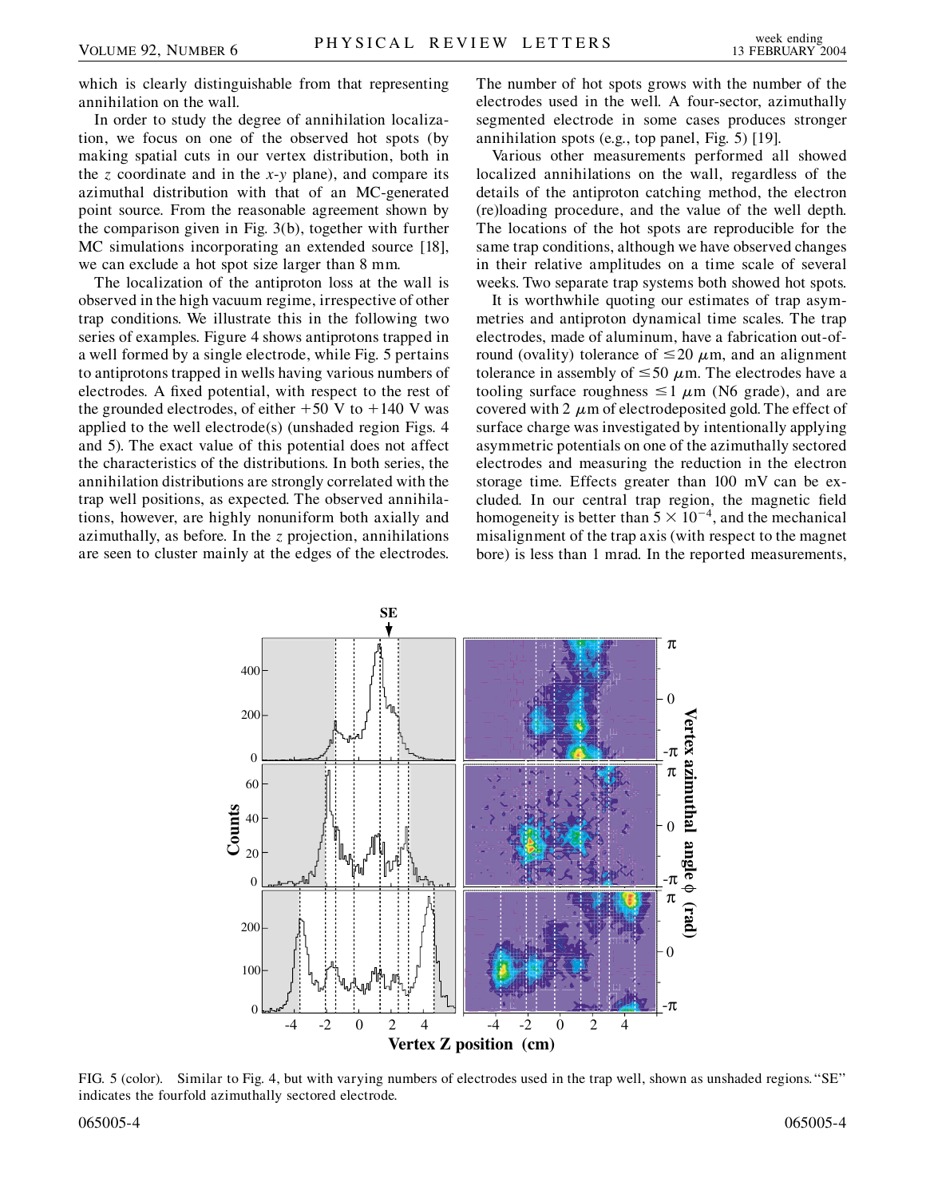which is clearly distinguishable from that representing annihilation on the wall.

In order to study the degree of annihilation localization, we focus on one of the observed hot spots (by making spatial cuts in our vertex distribution, both in the $z$ coordinate and in the $x$-$y$ plane), and compare its azimuthal distribution with that of an MC-generated point source. From the reasonable agreement shown by the comparison given in Fig. 3(b), together with further MC simulations incorporating an extended source [18], we can exclude a hot spot size larger than 8 mm.

The localization of the antiproton loss at the wall is observed in the high vacuum regime, irrespective of other trap conditions. We illustrate this in the following two series of examples. Figure 4 shows antiprotons trapped in a well formed by a single electrode, while Fig. 5 pertains to antiprotons trapped in wells having various numbers of electrodes. A fixed potential, with respect to the rest of the grounded electrodes, of either +50 V to +140 V was applied to the well electrode(s) (unshaded region Figs. 4 and 5). The exact value of this potential does not affect the characteristics of the distributions. In both series, the annihilation distributions are strongly correlated with the trap well positions, as expected. The observed annihilations, however, are highly nonuniform both axially and azimuthally, as before. In the $z$ projection, annihilations are seen to cluster mainly at the edges of the electrodes. The number of hot spots grows with the number of the electrodes used in the well. A four-sector, azimuthally segmented electrode in some cases produces stronger annihilation spots (e.g., top panel, Fig. 5) [19].

Various other measurements performed all showed localized annihilations on the wall, regardless of the details of the antiproton catching method, the electron (re)loading procedure, and the value of the well depth. The locations of the hot spots are reproducible for the same trap conditions, although we have observed changes in their relative amplitudes on a time scale of several weeks. Two separate trap systems both showed hot spots.

It is worthwhile quoting our estimates of trap asymmetries and antiproton dynamical time scales. The trap electrodes, made of aluminum, have a fabrication out-of-round (ovality) tolerance of $\leq 20\ \mu$m, and an alignment tolerance in assembly of $\leq 50\ \mu$m. The electrodes have a tooling surface roughness $\leq 1\ \mu$m (N6 grade), and are covered with 2 $\mu$m of electrodeposited gold. The effect of surface charge was investigated by intentionally applying asymmetric potentials on one of the azimuthally sectored electrodes and measuring the reduction in the electron storage time. Effects greater than 100 mV can be excluded. In our central trap region, the magnetic field homogeneity is better than $5 \times 10^{-4}$, and the mechanical misalignment of the trap axis (with respect to the magnet bore) is less than 1 mrad. In the reported measurements,

FIG. 5 (color). Similar to Fig. 4, but with varying numbers of electrodes used in the trap well, shown as unshaded regions. "SE" indicates the fourfold azimuthally sectored electrode.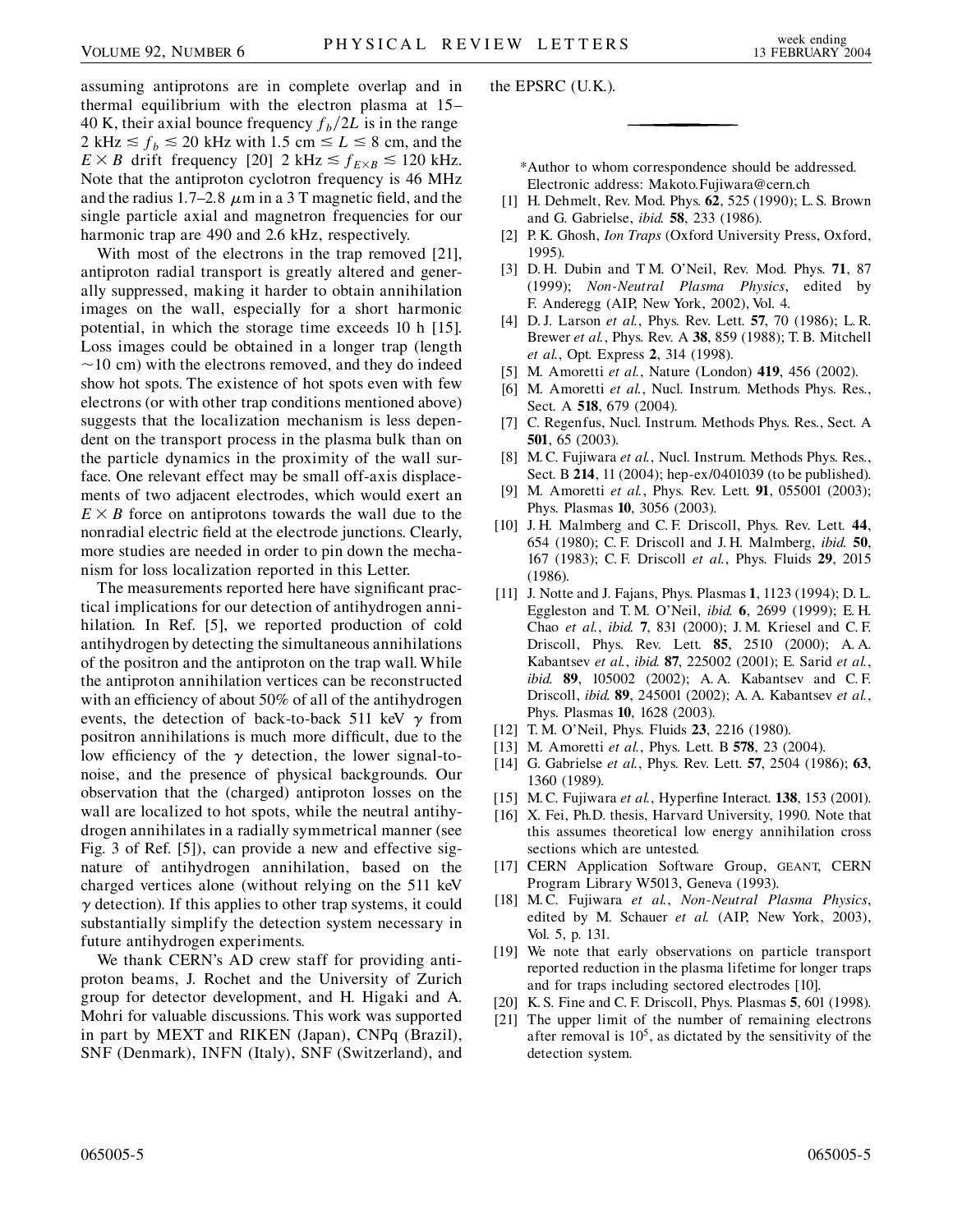assuming antiprotons are in complete overlap and in thermal equilibrium with the electron plasma at 15–40 K, their axial bounce frequency $f_b/2L$ is in the range $2\ \text{kHz} \lesssim f_b \lesssim 20\ \text{kHz}$ with $1.5\ \text{cm} \leq L \leq 8\ \text{cm}$, and the $E \times B$ drift frequency [20] $2\ \text{kHz} \lesssim f_{E\times B} \lesssim 120\ \text{kHz}$. Note that the antiproton cyclotron frequency is 46 MHz and the radius 1.7–2.8 $\mu$m in a 3 T magnetic field, and the single particle axial and magnetron frequencies for our harmonic trap are 490 and 2.6 kHz, respectively.

With most of the electrons in the trap removed [21], antiproton radial transport is greatly altered and generally suppressed, making it harder to obtain annihilation images on the wall, especially for a short harmonic potential, in which the storage time exceeds 10 h [15]. Loss images could be obtained in a longer trap (length $\sim$10 cm) with the electrons removed, and they do indeed show hot spots. The existence of hot spots even with few electrons (or with other trap conditions mentioned above) suggests that the localization mechanism is less dependent on the transport process in the plasma bulk than on the particle dynamics in the proximity of the wall surface. One relevant effect may be small off-axis displacements of two adjacent electrodes, which would exert an $E \times B$ force on antiprotons towards the wall due to the nonradial electric field at the electrode junctions. Clearly, more studies are needed in order to pin down the mechanism for loss localization reported in this Letter.

The measurements reported here have significant practical implications for our detection of antihydrogen annihilation. In Ref. [5], we reported production of cold antihydrogen by detecting the simultaneous annihilations of the positron and the antiproton on the trap wall. While the antiproton annihilation vertices can be reconstructed with an efficiency of about 50% of all of the antihydrogen events, the detection of back-to-back 511 keV $\gamma$ from positron annihilations is much more difficult, due to the low efficiency of the $\gamma$ detection, the lower signal-to-noise, and the presence of physical backgrounds. Our observation that the (charged) antiproton losses on the wall are localized to hot spots, while the neutral antihydrogen annihilates in a radially symmetrical manner (see Fig. 3 of Ref. [5]), can provide a new and effective signature of antihydrogen annihilation, based on the charged vertices alone (without relying on the 511 keV $\gamma$ detection). If this applies to other trap systems, it could substantially simplify the detection system necessary in future antihydrogen experiments.

We thank CERN's AD crew staff for providing antiproton beams, J. Rochet and the University of Zurich group for detector development, and H. Higaki and A. Mohri for valuable discussions. This work was supported in part by MEXT and RIKEN (Japan), CNPq (Brazil), SNF (Denmark), INFN (Italy), SNF (Switzerland), and the EPSRC (U.K.).

---

*Author to whom correspondence should be addressed. Electronic address: Makoto.Fujiwara@cern.ch

[1] H. Dehmelt, Rev. Mod. Phys. **62**, 525 (1990); L. S. Brown and G. Gabrielse, *ibid.* **58**, 233 (1986).
[2] P. K. Ghosh, *Ion Traps* (Oxford University Press, Oxford, 1995).
[3] D. H. Dubin and T M. O'Neil, Rev. Mod. Phys. **71**, 87 (1999); *Non-Neutral Plasma Physics*, edited by F. Anderegg (AIP, New York, 2002), Vol. 4.
[4] D. J. Larson *et al.*, Phys. Rev. Lett. **57**, 70 (1986); L. R. Brewer *et al.*, Phys. Rev. A **38**, 859 (1988); T. B. Mitchell *et al.*, Opt. Express **2**, 314 (1998).
[5] M. Amoretti *et al.*, Nature (London) **419**, 456 (2002).
[6] M. Amoretti *et al.*, Nucl. Instrum. Methods Phys. Res., Sect. A **518**, 679 (2004).
[7] C. Regenfus, Nucl. Instrum. Methods Phys. Res., Sect. A **501**, 65 (2003).
[8] M. C. Fujiwara *et al.*, Nucl. Instrum. Methods Phys. Res., Sect. B **214**, 11 (2004); hep-ex/0401039 (to be published).
[9] M. Amoretti *et al.*, Phys. Rev. Lett. **91**, 055001 (2003); Phys. Plasmas **10**, 3056 (2003).
[10] J. H. Malmberg and C. F. Driscoll, Phys. Rev. Lett. **44**, 654 (1980); C. F. Driscoll and J. H. Malmberg, *ibid.* **50**, 167 (1983); C. F. Driscoll *et al.*, Phys. Fluids **29**, 2015 (1986).
[11] J. Notte and J. Fajans, Phys. Plasmas **1**, 1123 (1994); D. L. Eggleston and T. M. O'Neil, *ibid.* **6**, 2699 (1999); E. H. Chao *et al.*, *ibid.* **7**, 831 (2000); J. M. Kriesel and C. F. Driscoll, Phys. Rev. Lett. **85**, 2510 (2000); A. A. Kabantsev *et al.*, *ibid.* **87**, 225002 (2001); E. Sarid *et al.*, *ibid.* **89**, 105002 (2002); A. A. Kabantsev and C. F. Driscoll, *ibid.* **89**, 245001 (2002); A. A. Kabantsev *et al.*, Phys. Plasmas **10**, 1628 (2003).
[12] T. M. O'Neil, Phys. Fluids **23**, 2216 (1980).
[13] M. Amoretti *et al.*, Phys. Lett. B **578**, 23 (2004).
[14] G. Gabrielse *et al.*, Phys. Rev. Lett. **57**, 2504 (1986); **63**, 1360 (1989).
[15] M. C. Fujiwara *et al.*, Hyperfine Interact. **138**, 153 (2001).
[16] X. Fei, Ph.D. thesis, Harvard University, 1990. Note that this assumes theoretical low energy annihilation cross sections which are untested.
[17] CERN Application Software Group, GEANT, CERN Program Library W5013, Geneva (1993).
[18] M. C. Fujiwara *et al.*, *Non-Neutral Plasma Physics*, edited by M. Schauer *et al.* (AIP, New York, 2003), Vol. 5, p. 131.
[19] We note that early observations on particle transport reported reduction in the plasma lifetime for longer traps and for traps including sectored electrodes [10].
[20] K. S. Fine and C. F. Driscoll, Phys. Plasmas **5**, 601 (1998).
[21] The upper limit of the number of remaining electrons after removal is $10^5$, as dictated by the sensitivity of the detection system.